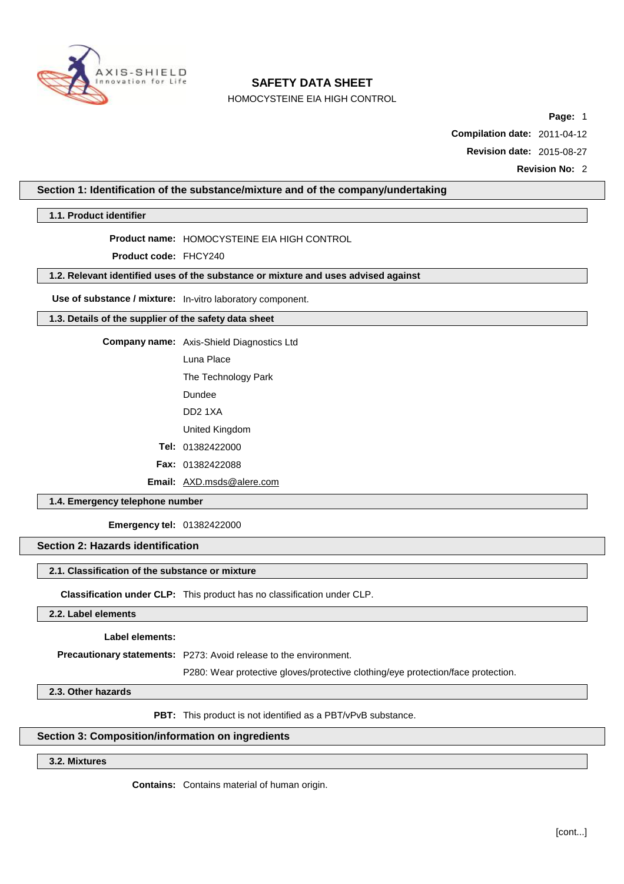# SAFETY DATA SHEET

HOMOCYSTEINE EIA HIGH CONTROL

**Page:** 1

**Compilation date:** 2011-04-12

**Revision date:** 2015-08-27

**Revision No:** 2

## Section 1: Identification of the substance/mixture and of the company/undertaking

### 1.1. Product identifier

**Product name:** HOMOCYSTEINE EIA HIGH CONTROL

**Product code:** FHCY240

### 1.2. Relevant identified uses of the substance or mixture and uses advised against

**Use of substance / mixture:** In-vitro laboratory component.

### 1.3. Details of the supplier of the safety data sheet

**Company name:** Axis-Shield Diagnostics Ltd
Luna Place
The Technology Park
Dundee
DD2 1XA
United Kingdom

**Tel:** 01382422000

**Fax:** 01382422088

**Email:** AXD.msds@alere.com

### 1.4. Emergency telephone number

**Emergency tel:** 01382422000

## Section 2: Hazards identification

### 2.1. Classification of the substance or mixture

**Classification under CLP:** This product has no classification under CLP.

### 2.2. Label elements

**Label elements:**

**Precautionary statements:** P273: Avoid release to the environment.
P280: Wear protective gloves/protective clothing/eye protection/face protection.

### 2.3. Other hazards

**PBT:** This product is not identified as a PBT/vPvB substance.

## Section 3: Composition/information on ingredients

### 3.2. Mixtures

**Contains:** Contains material of human origin.

[cont...]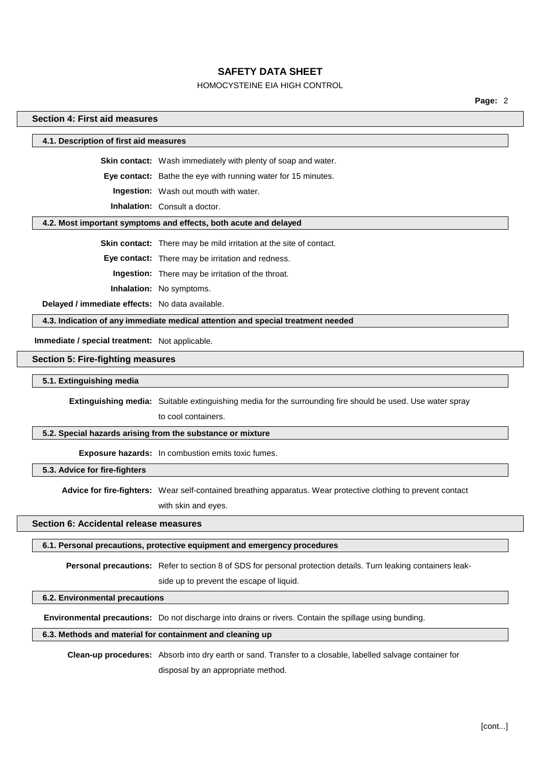## Section 4: First aid measures

### 4.1. Description of first aid measures

**Skin contact:** Wash immediately with plenty of soap and water.

**Eye contact:** Bathe the eye with running water for 15 minutes.

**Ingestion:** Wash out mouth with water.

**Inhalation:** Consult a doctor.

### 4.2. Most important symptoms and effects, both acute and delayed

**Skin contact:** There may be mild irritation at the site of contact.

**Eye contact:** There may be irritation and redness.

**Ingestion:** There may be irritation of the throat.

**Inhalation:** No symptoms.

**Delayed / immediate effects:** No data available.

### 4.3. Indication of any immediate medical attention and special treatment needed

**Immediate / special treatment:** Not applicable.

## Section 5: Fire-fighting measures

### 5.1. Extinguishing media

**Extinguishing media:** Suitable extinguishing media for the surrounding fire should be used. Use water spray to cool containers.

### 5.2. Special hazards arising from the substance or mixture

**Exposure hazards:** In combustion emits toxic fumes.

### 5.3. Advice for fire-fighters

**Advice for fire-fighters:** Wear self-contained breathing apparatus. Wear protective clothing to prevent contact with skin and eyes.

## Section 6: Accidental release measures

### 6.1. Personal precautions, protective equipment and emergency procedures

**Personal precautions:** Refer to section 8 of SDS for personal protection details. Turn leaking containers leak-side up to prevent the escape of liquid.

### 6.2. Environmental precautions

**Environmental precautions:** Do not discharge into drains or rivers. Contain the spillage using bunding.

### 6.3. Methods and material for containment and cleaning up

**Clean-up procedures:** Absorb into dry earth or sand. Transfer to a closable, labelled salvage container for disposal by an appropriate method.

[cont...]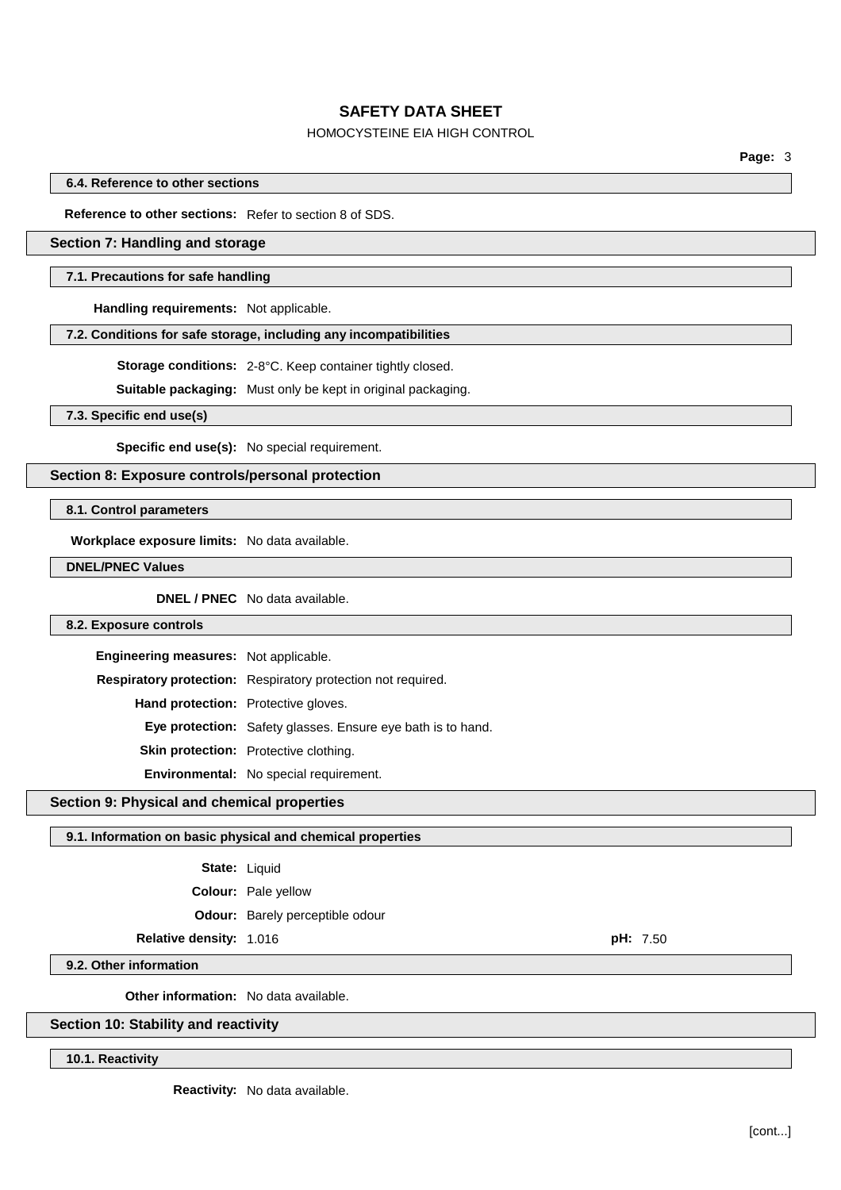### 6.4. Reference to other sections

**Reference to other sections:** Refer to section 8 of SDS.

## Section 7: Handling and storage

### 7.1. Precautions for safe handling

**Handling requirements:** Not applicable.

### 7.2. Conditions for safe storage, including any incompatibilities

**Storage conditions:** 2-8°C. Keep container tightly closed.

**Suitable packaging:** Must only be kept in original packaging.

### 7.3. Specific end use(s)

**Specific end use(s):** No special requirement.

## Section 8: Exposure controls/personal protection

### 8.1. Control parameters

**Workplace exposure limits:** No data available.

### DNEL/PNEC Values

**DNEL / PNEC** No data available.

### 8.2. Exposure controls

**Engineering measures:** Not applicable.

**Respiratory protection:** Respiratory protection not required.

**Hand protection:** Protective gloves.

**Eye protection:** Safety glasses. Ensure eye bath is to hand.

**Skin protection:** Protective clothing.

**Environmental:** No special requirement.

## Section 9: Physical and chemical properties

### 9.1. Information on basic physical and chemical properties

**State:** Liquid

**Colour:** Pale yellow

**Odour:** Barely perceptible odour

**Relative density:** 1.016 **pH:** 7.50

### 9.2. Other information

**Other information:** No data available.

## Section 10: Stability and reactivity

### 10.1. Reactivity

**Reactivity:** No data available.

[cont...]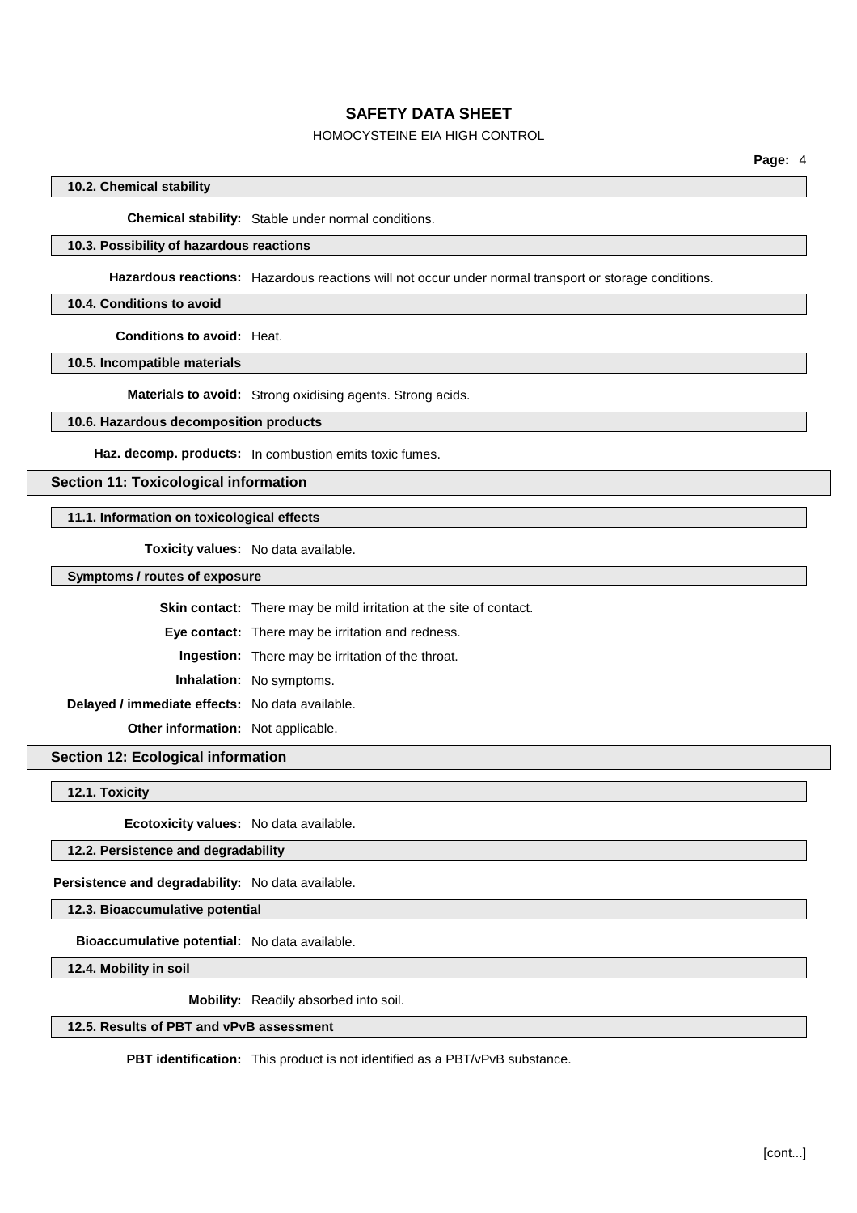### 10.2. Chemical stability

**Chemical stability:** Stable under normal conditions.

### 10.3. Possibility of hazardous reactions

**Hazardous reactions:** Hazardous reactions will not occur under normal transport or storage conditions.

### 10.4. Conditions to avoid

**Conditions to avoid:** Heat.

### 10.5. Incompatible materials

**Materials to avoid:** Strong oxidising agents. Strong acids.

### 10.6. Hazardous decomposition products

**Haz. decomp. products:** In combustion emits toxic fumes.

## Section 11: Toxicological information

### 11.1. Information on toxicological effects

**Toxicity values:** No data available.

### Symptoms / routes of exposure

**Skin contact:** There may be mild irritation at the site of contact.

**Eye contact:** There may be irritation and redness.

**Ingestion:** There may be irritation of the throat.

**Inhalation:** No symptoms.

**Delayed / immediate effects:** No data available.

**Other information:** Not applicable.

## Section 12: Ecological information

### 12.1. Toxicity

**Ecotoxicity values:** No data available.

### 12.2. Persistence and degradability

**Persistence and degradability:** No data available.

### 12.3. Bioaccumulative potential

**Bioaccumulative potential:** No data available.

### 12.4. Mobility in soil

**Mobility:** Readily absorbed into soil.

### 12.5. Results of PBT and vPvB assessment

**PBT identification:** This product is not identified as a PBT/vPvB substance.

[cont...]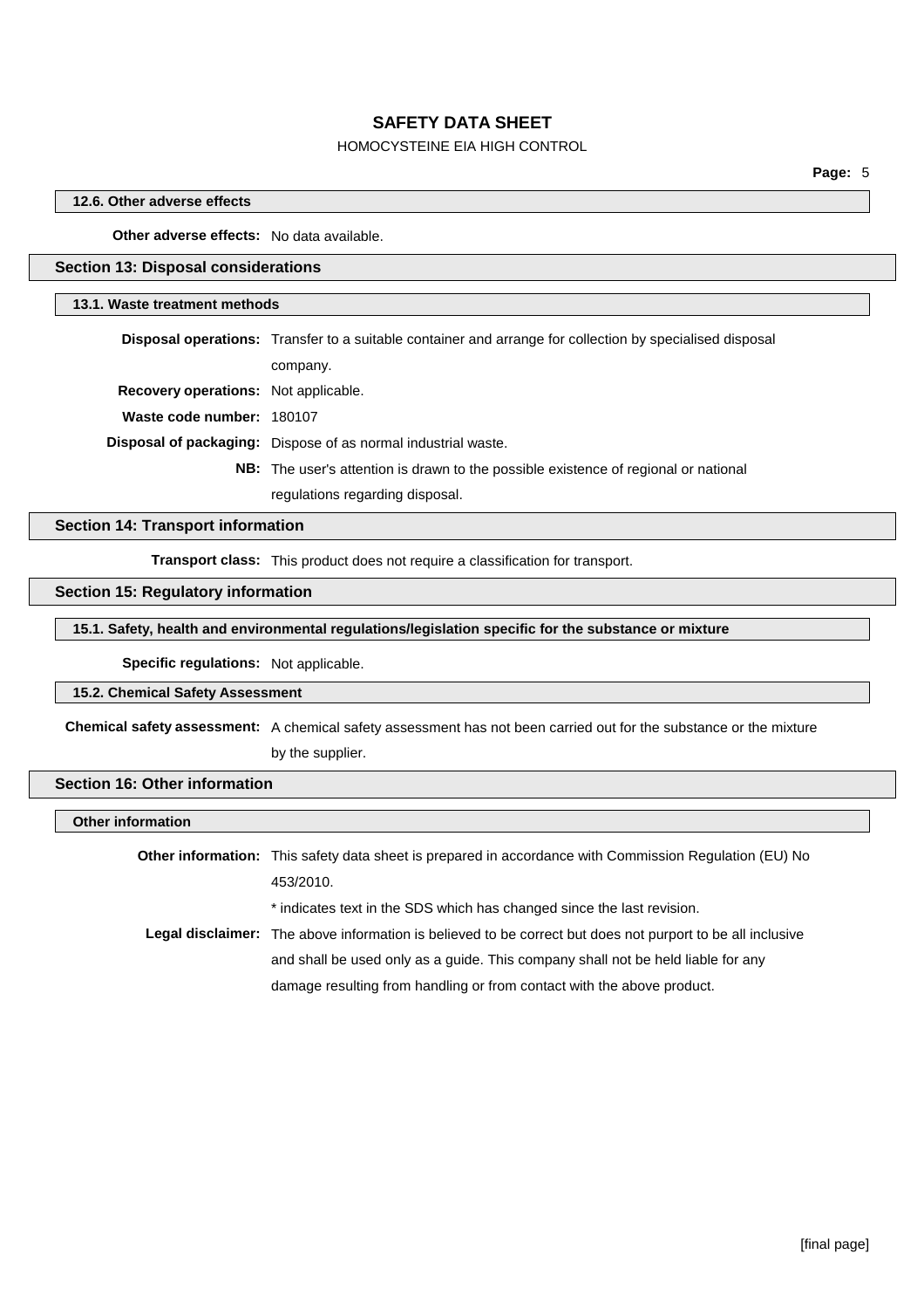### 12.6. Other adverse effects

**Other adverse effects:** No data available.

## Section 13: Disposal considerations

### 13.1. Waste treatment methods

**Disposal operations:** Transfer to a suitable container and arrange for collection by specialised disposal company.

**Recovery operations:** Not applicable.

**Waste code number:** 180107

**Disposal of packaging:** Dispose of as normal industrial waste.

**NB:** The user's attention is drawn to the possible existence of regional or national regulations regarding disposal.

## Section 14: Transport information

**Transport class:** This product does not require a classification for transport.

## Section 15: Regulatory information

### 15.1. Safety, health and environmental regulations/legislation specific for the substance or mixture

**Specific regulations:** Not applicable.

### 15.2. Chemical Safety Assessment

**Chemical safety assessment:** A chemical safety assessment has not been carried out for the substance or the mixture by the supplier.

## Section 16: Other information

### Other information

**Other information:** This safety data sheet is prepared in accordance with Commission Regulation (EU) No 453/2010.

* indicates text in the SDS which has changed since the last revision.

**Legal disclaimer:** The above information is believed to be correct but does not purport to be all inclusive and shall be used only as a guide. This company shall not be held liable for any damage resulting from handling or from contact with the above product.

[final page]